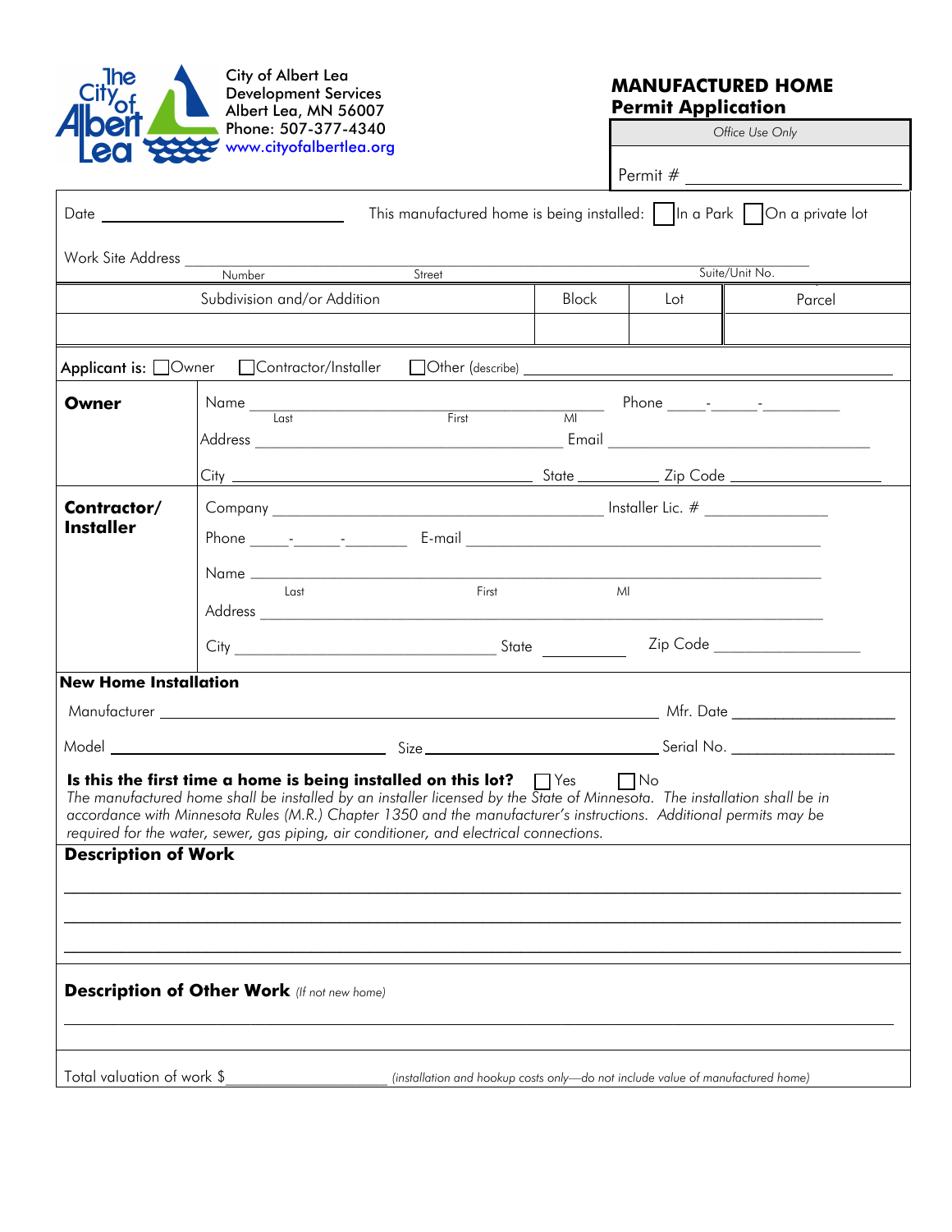City of Albert Lea
Development Services
Albert Lea, MN 56007
Phone: 507-377-4340
www.cityofalbertlea.org

# MANUFACTURED HOME Permit Application

| Office Use Only |
|---|
| Permit # ____________________ |

Date ______________________ This manufactured home is being installed: ☐ In a Park ☐ On a private lot

Work Site Address ______________________________________________________________
Number Street Suite/Unit No.

| Subdivision and/or Addition | Block | Lot | Parcel |
|---|---|---|---|
| | | | |

Applicant is: ☐ Owner ☐ Contractor/Installer ☐ Other (describe) ______________________________

**Owner**

Name ______________________________________ Phone _____-______-_________
Last First MI

Address ______________________________ Email ______________________________

City ______________________________ State __________ Zip Code ________________

**Contractor/ Installer**

Company ______________________________ Installer Lic. # ______________

Phone _____-______-________ E-mail ______________________________

Name ______________________________________________________________
Last First MI

Address ______________________________________________________________

City ______________________________ State __________ Zip Code ________________

**New Home Installation**

Manufacturer ______________________________________________ Mfr. Date ________________

Model ______________________ Size ______________________ Serial No. ________________

**Is this the first time a home is being installed on this lot?** ☐ Yes ☐ No

*The manufactured home shall be installed by an installer licensed by the State of Minnesota. The installation shall be in accordance with Minnesota Rules (M.R.) Chapter 1350 and the manufacturer's instructions. Additional permits may be required for the water, sewer, gas piping, air conditioner, and electrical connections.*

**Description of Work**

______________________________________________________________

______________________________________________________________

______________________________________________________________

**Description of Other Work** *(If not new home)*

______________________________________________________________

Total valuation of work $________________ *(installation and hookup costs only—do not include value of manufactured home)*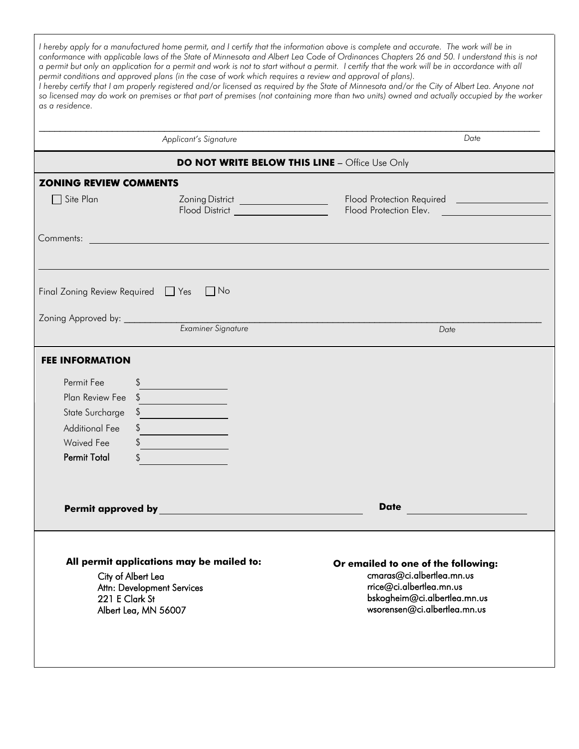*I hereby apply for a manufactured home permit, and I certify that the information above is complete and accurate. The work will be in conformance with applicable laws of the State of Minnesota and Albert Lea Code of Ordinances Chapters 26 and 50. I understand this is not a permit but only an application for a permit and work is not to start without a permit. I certify that the work will be in accordance with all permit conditions and approved plans (in the case of work which requires a review and approval of plans).*
*I hereby certify that I am properly registered and/or licensed as required by the State of Minnesota and/or the City of Albert Lea. Anyone not so licensed may do work on premises or that part of premises (not containing more than two units) owned and actually occupied by the worker as a residence.*

_______________________________________________ 
*Applicant's Signature* *Date*

**DO NOT WRITE BELOW THIS LINE** – Office Use Only

**ZONING REVIEW COMMENTS**

☐ Site Plan

Zoning District ______________
Flood District ______________

Flood Protection Required ______________
Flood Protection Elev. ______________

Comments: ______________________________________________

Final Zoning Review Required ☐ Yes ☐ No

Zoning Approved by: _______________________________________________
*Examiner Signature* *Date*

**FEE INFORMATION**

Permit Fee $ ______________
Plan Review Fee $ ______________
State Surcharge $ ______________
Additional Fee $ ______________
Waived Fee $ ______________
Permit Total $ ______________

**Permit approved by** ______________________ **Date** ______________

**All permit applications may be mailed to:**

City of Albert Lea
Attn: Development Services
221 E Clark St
Albert Lea, MN 56007

**Or emailed to one of the following:**

cmaras@ci.albertlea.mn.us
rrice@ci.albertlea.mn.us
bskogheim@ci.albertlea.mn.us
wsorensen@ci.albertlea.mn.us